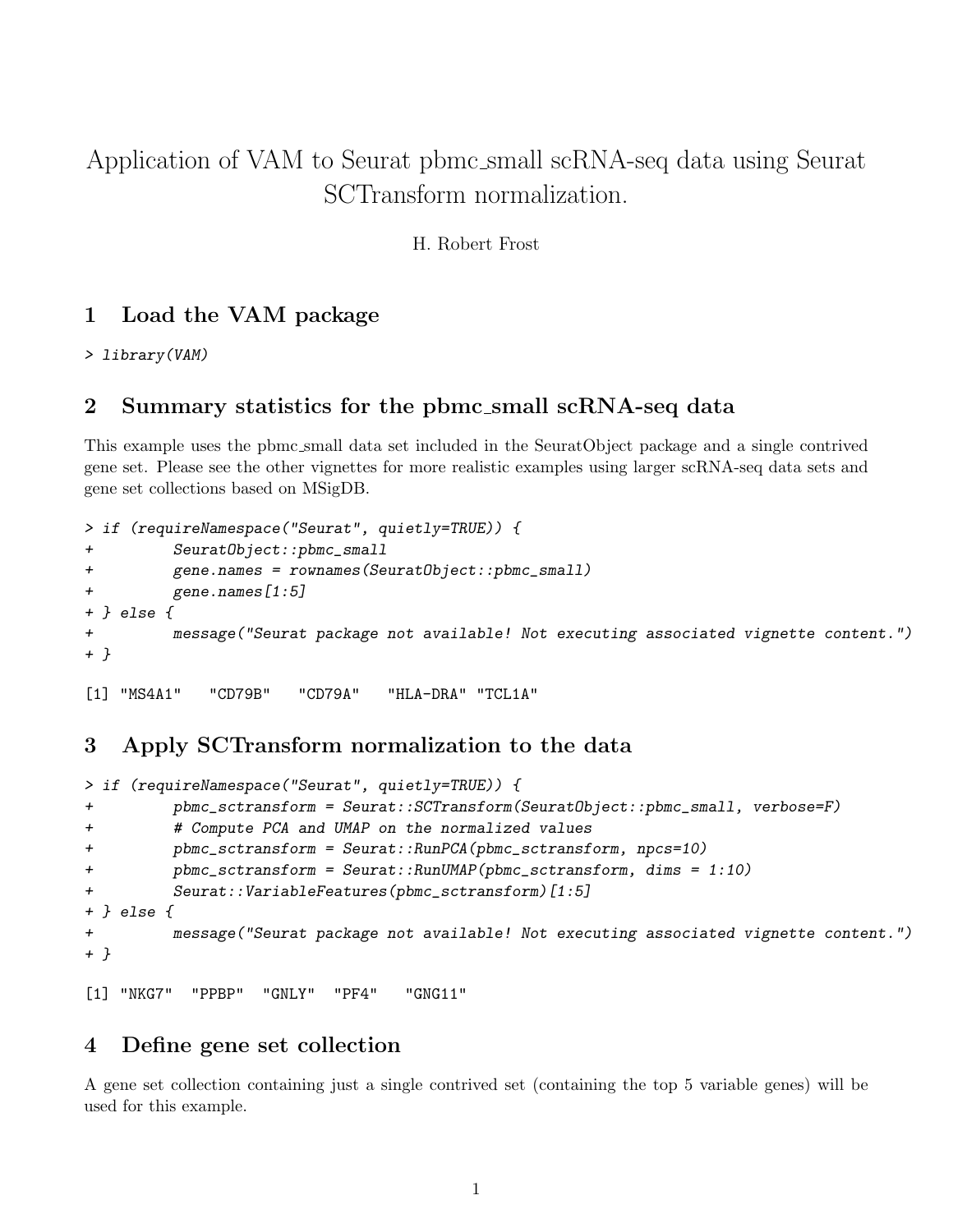# Application of VAM to Seurat pbmc_small scRNA-seq data using Seurat SCTransform normalization.

H. Robert Frost

## 1 Load the VAM package

```
> library(VAM)
```

## 2 Summary statistics for the pbmc_small scRNA-seq data

This example uses the pbmc_small data set included in the SeuratObject package and a single contrived gene set. Please see the other vignettes for more realistic examples using larger scRNA-seq data sets and gene set collections based on MSigDB.

```
> if (requireNamespace("Seurat", quietly=TRUE)) {
+         SeuratObject::pbmc_small
+         gene.names = rownames(SeuratObject::pbmc_small)
+         gene.names[1:5]
+ } else {
+         message("Seurat package not available! Not executing associated vignette content.")
+ }

[1] "MS4A1"   "CD79B"   "CD79A"   "HLA-DRA" "TCL1A"
```

## 3 Apply SCTransform normalization to the data

```
> if (requireNamespace("Seurat", quietly=TRUE)) {
+         pbmc_sctransform = Seurat::SCTransform(SeuratObject::pbmc_small, verbose=F)
+         # Compute PCA and UMAP on the normalized values
+         pbmc_sctransform = Seurat::RunPCA(pbmc_sctransform, npcs=10)
+         pbmc_sctransform = Seurat::RunUMAP(pbmc_sctransform, dims = 1:10)
+         Seurat::VariableFeatures(pbmc_sctransform)[1:5]
+ } else {
+         message("Seurat package not available! Not executing associated vignette content.")
+ }

[1] "NKG7"  "PPBP"  "GNLY"  "PF4"   "GNG11"
```

## 4 Define gene set collection

A gene set collection containing just a single contrived set (containing the top 5 variable genes) will be used for this example.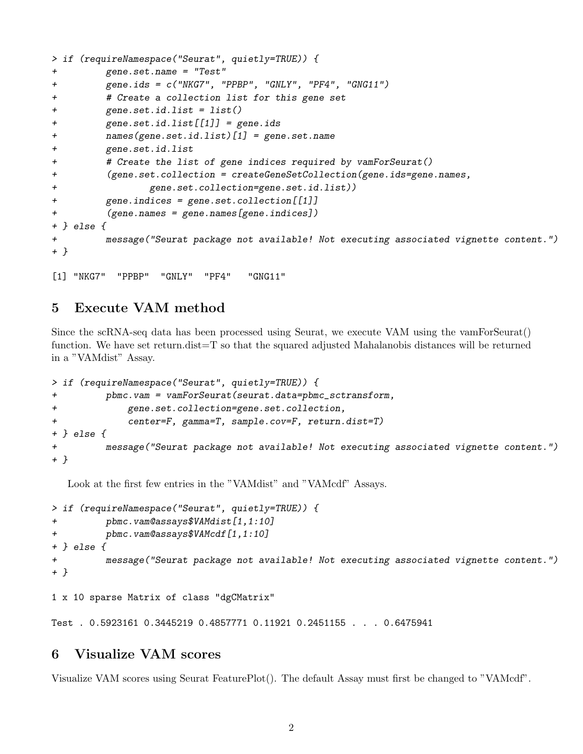```
> if (requireNamespace("Seurat", quietly=TRUE)) {
+         gene.set.name = "Test"
+         gene.ids = c("NKG7", "PPBP", "GNLY", "PF4", "GNG11")
+         # Create a collection list for this gene set
+         gene.set.id.list = list()
+         gene.set.id.list[[1]] = gene.ids
+         names(gene.set.id.list)[1] = gene.set.name
+         gene.set.id.list
+         # Create the list of gene indices required by vamForSeurat()
+         (gene.set.collection = createGeneSetCollection(gene.ids=gene.names,
+                 gene.set.collection=gene.set.id.list))
+         gene.indices = gene.set.collection[[1]]
+         (gene.names = gene.names[gene.indices])
+ } else {
+         message("Seurat package not available! Not executing associated vignette content.")
+ }

[1] "NKG7"  "PPBP"  "GNLY"  "PF4"   "GNG11"
```

## 5 Execute VAM method

Since the scRNA-seq data has been processed using Seurat, we execute VAM using the vamForSeurat() function. We have set return.dist=T so that the squared adjusted Mahalanobis distances will be returned in a "VAMdist" Assay.

```
> if (requireNamespace("Seurat", quietly=TRUE)) {
+         pbmc.vam = vamForSeurat(seurat.data=pbmc_sctransform,
+             gene.set.collection=gene.set.collection,
+             center=F, gamma=T, sample.cov=F, return.dist=T)
+ } else {
+         message("Seurat package not available! Not executing associated vignette content.")
+ }
```

Look at the first few entries in the "VAMdist" and "VAMcdf" Assays.

```
> if (requireNamespace("Seurat", quietly=TRUE)) {
+         pbmc.vam@assays$VAMdist[1,1:10]
+         pbmc.vam@assays$VAMcdf[1,1:10]
+ } else {
+         message("Seurat package not available! Not executing associated vignette content.")
+ }

1 x 10 sparse Matrix of class "dgCMatrix"

Test . 0.5923161 0.3445219 0.4857771 0.11921 0.2451155 . . . 0.6475941
```

## 6 Visualize VAM scores

Visualize VAM scores using Seurat FeaturePlot(). The default Assay must first be changed to "VAMcdf".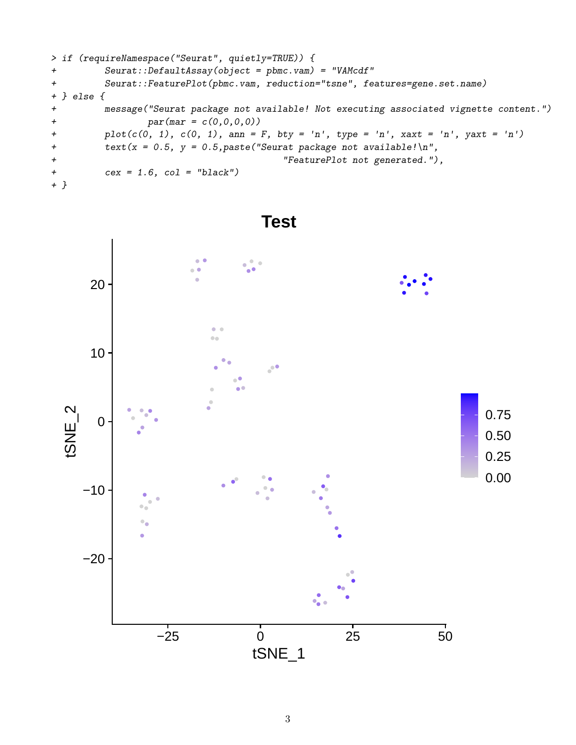```
> if (requireNamespace("Seurat", quietly=TRUE)) {
+         Seurat::DefaultAssay(object = pbmc.vam) = "VAMcdf"
+         Seurat::FeaturePlot(pbmc.vam, reduction="tsne", features=gene.set.name)
+ } else {
+         message("Seurat package not available! Not executing associated vignette content.")
+                 par(mar = c(0,0,0,0))
+         plot(c(0, 1), c(0, 1), ann = F, bty = 'n', type = 'n', xaxt = 'n', yaxt = 'n')
+         text(x = 0.5, y = 0.5,paste("Seurat package not available!\n",
+                                         "FeaturePlot not generated."),
+         cex = 1.6, col = "black")
+ }
```

Test

tSNE_2

20
10
0
−10
−20

tSNE_1

−25
0
25
50

0.75
0.50
0.25
0.00